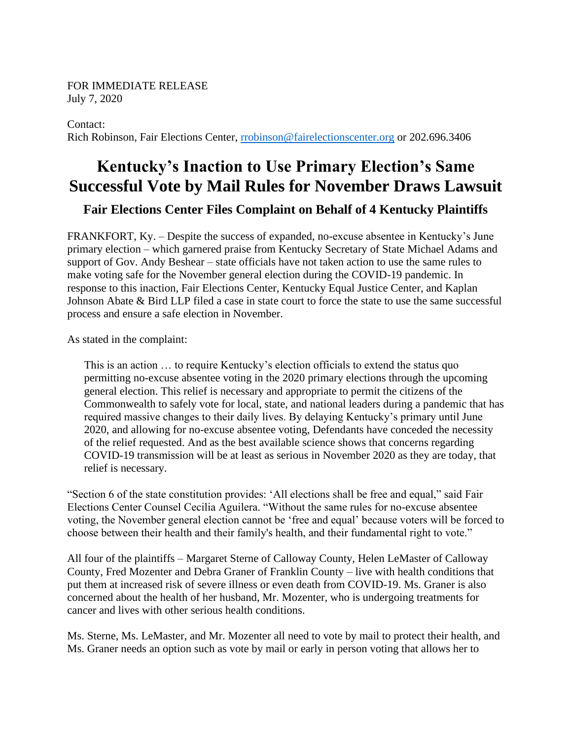FOR IMMEDIATE RELEASE
July 7, 2020

Contact:
Rich Robinson, Fair Elections Center, [rrobinson@fairelectionscenter.org](mailto:rrobinson@fairelectionscenter.org) or 202.696.3406

# Kentucky's Inaction to Use Primary Election's Same Successful Vote by Mail Rules for November Draws Lawsuit

## Fair Elections Center Files Complaint on Behalf of 4 Kentucky Plaintiffs

FRANKFORT, Ky. – Despite the success of expanded, no-excuse absentee in Kentucky's June primary election – which garnered praise from Kentucky Secretary of State Michael Adams and support of Gov. Andy Beshear – state officials have not taken action to use the same rules to make voting safe for the November general election during the COVID-19 pandemic. In response to this inaction, Fair Elections Center, Kentucky Equal Justice Center, and Kaplan Johnson Abate & Bird LLP filed a case in state court to force the state to use the same successful process and ensure a safe election in November.

As stated in the complaint:

> This is an action … to require Kentucky's election officials to extend the status quo permitting no-excuse absentee voting in the 2020 primary elections through the upcoming general election. This relief is necessary and appropriate to permit the citizens of the Commonwealth to safely vote for local, state, and national leaders during a pandemic that has required massive changes to their daily lives. By delaying Kentucky's primary until June 2020, and allowing for no-excuse absentee voting, Defendants have conceded the necessity of the relief requested. And as the best available science shows that concerns regarding COVID-19 transmission will be at least as serious in November 2020 as they are today, that relief is necessary.

"Section 6 of the state constitution provides: 'All elections shall be free and equal," said Fair Elections Center Counsel Cecilia Aguilera. "Without the same rules for no-excuse absentee voting, the November general election cannot be 'free and equal' because voters will be forced to choose between their health and their family's health, and their fundamental right to vote."

All four of the plaintiffs – Margaret Sterne of Calloway County, Helen LeMaster of Calloway County, Fred Mozenter and Debra Graner of Franklin County – live with health conditions that put them at increased risk of severe illness or even death from COVID-19. Ms. Graner is also concerned about the health of her husband, Mr. Mozenter, who is undergoing treatments for cancer and lives with other serious health conditions.

Ms. Sterne, Ms. LeMaster, and Mr. Mozenter all need to vote by mail to protect their health, and Ms. Graner needs an option such as vote by mail or early in person voting that allows her to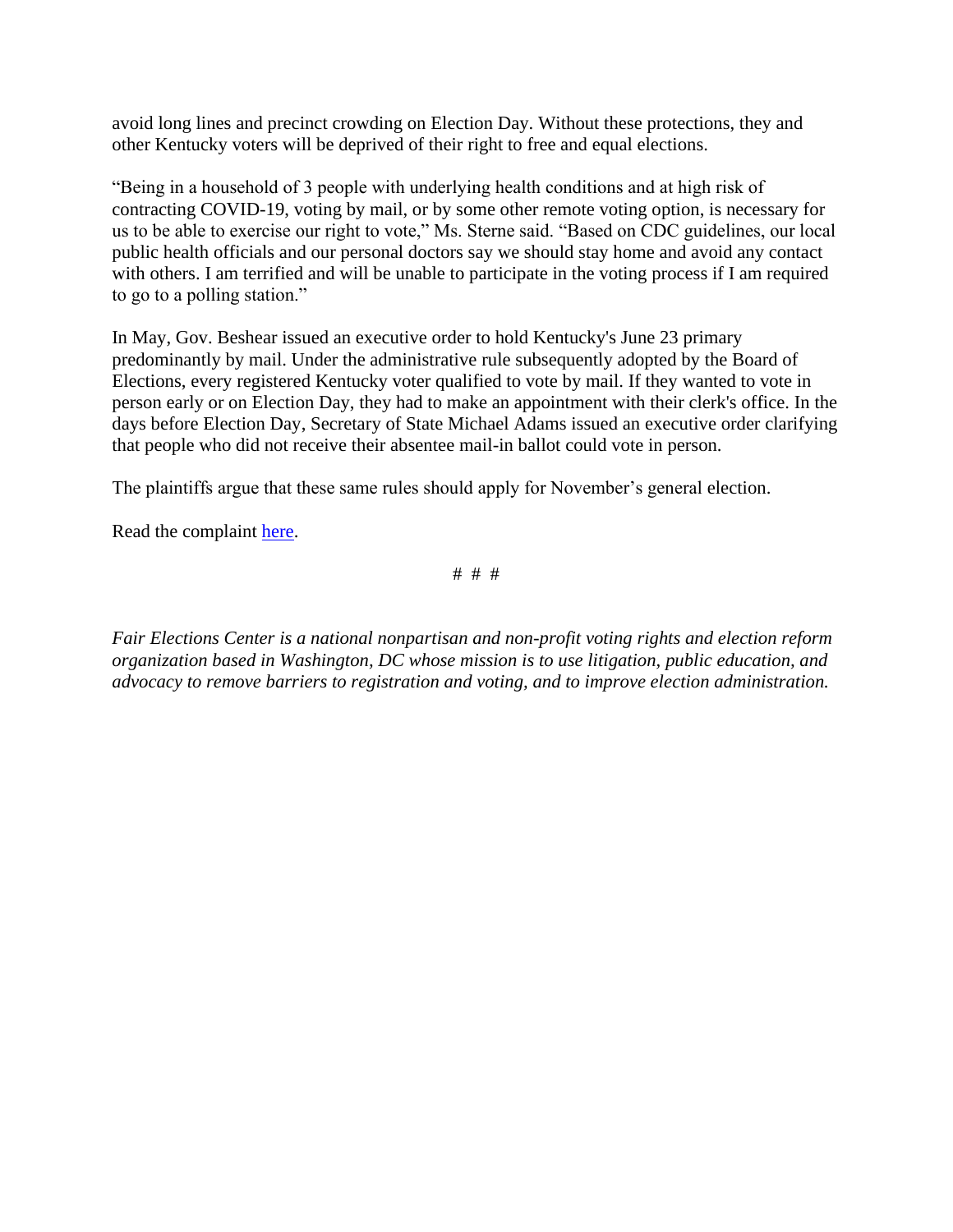avoid long lines and precinct crowding on Election Day. Without these protections, they and other Kentucky voters will be deprived of their right to free and equal elections.

"Being in a household of 3 people with underlying health conditions and at high risk of contracting COVID-19, voting by mail, or by some other remote voting option, is necessary for us to be able to exercise our right to vote," Ms. Sterne said. "Based on CDC guidelines, our local public health officials and our personal doctors say we should stay home and avoid any contact with others. I am terrified and will be unable to participate in the voting process if I am required to go to a polling station."

In May, Gov. Beshear issued an executive order to hold Kentucky's June 23 primary predominantly by mail. Under the administrative rule subsequently adopted by the Board of Elections, every registered Kentucky voter qualified to vote by mail. If they wanted to vote in person early or on Election Day, they had to make an appointment with their clerk's office. In the days before Election Day, Secretary of State Michael Adams issued an executive order clarifying that people who did not receive their absentee mail-in ballot could vote in person.

The plaintiffs argue that these same rules should apply for November's general election.

Read the complaint [here](#).

# # #

*Fair Elections Center is a national nonpartisan and non-profit voting rights and election reform organization based in Washington, DC whose mission is to use litigation, public education, and advocacy to remove barriers to registration and voting, and to improve election administration.*